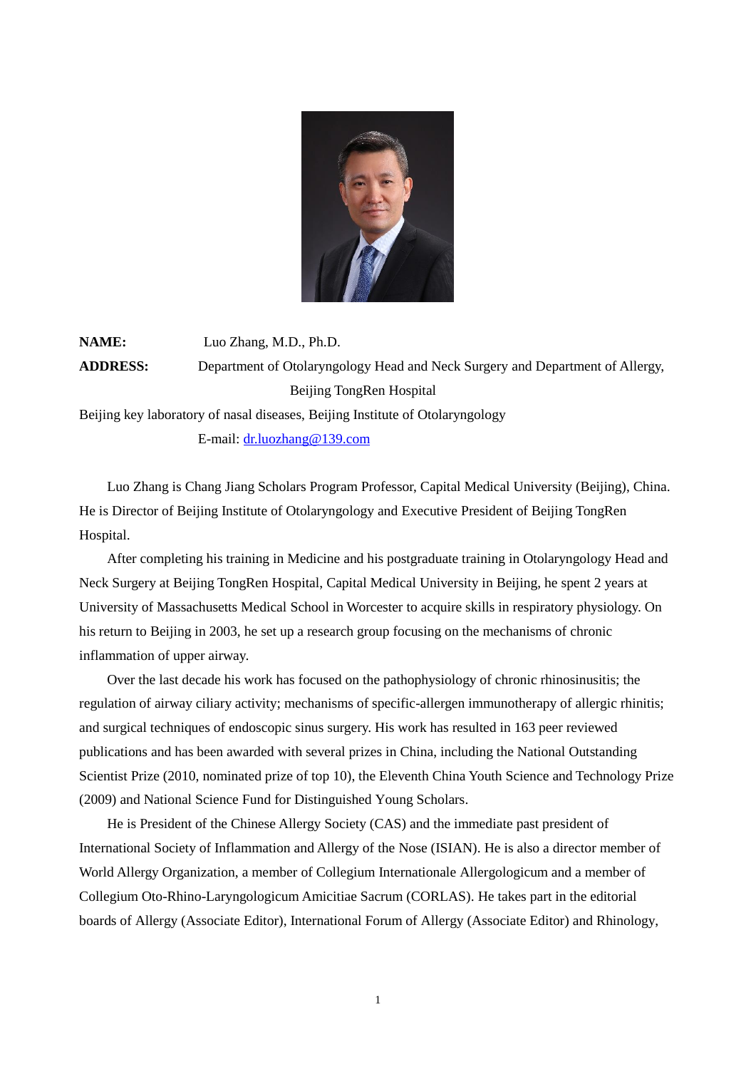**NAME:** Luo Zhang, M.D., Ph.D.

**ADDRESS:** Department of Otolaryngology Head and Neck Surgery and Department of Allergy, Beijing TongRen Hospital

Beijing key laboratory of nasal diseases, Beijing Institute of Otolaryngology

E-mail: dr.luozhang@139.com

Luo Zhang is Chang Jiang Scholars Program Professor, Capital Medical University (Beijing), China. He is Director of Beijing Institute of Otolaryngology and Executive President of Beijing TongRen Hospital.

After completing his training in Medicine and his postgraduate training in Otolaryngology Head and Neck Surgery at Beijing TongRen Hospital, Capital Medical University in Beijing, he spent 2 years at University of Massachusetts Medical School in Worcester to acquire skills in respiratory physiology. On his return to Beijing in 2003, he set up a research group focusing on the mechanisms of chronic inflammation of upper airway.

Over the last decade his work has focused on the pathophysiology of chronic rhinosinusitis; the regulation of airway ciliary activity; mechanisms of specific-allergen immunotherapy of allergic rhinitis; and surgical techniques of endoscopic sinus surgery. His work has resulted in 163 peer reviewed publications and has been awarded with several prizes in China, including the National Outstanding Scientist Prize (2010, nominated prize of top 10), the Eleventh China Youth Science and Technology Prize (2009) and National Science Fund for Distinguished Young Scholars.

He is President of the Chinese Allergy Society (CAS) and the immediate past president of International Society of Inflammation and Allergy of the Nose (ISIAN). He is also a director member of World Allergy Organization, a member of Collegium Internationale Allergologicum and a member of Collegium Oto-Rhino-Laryngologicum Amicitiae Sacrum (CORLAS). He takes part in the editorial boards of Allergy (Associate Editor), International Forum of Allergy (Associate Editor) and Rhinology,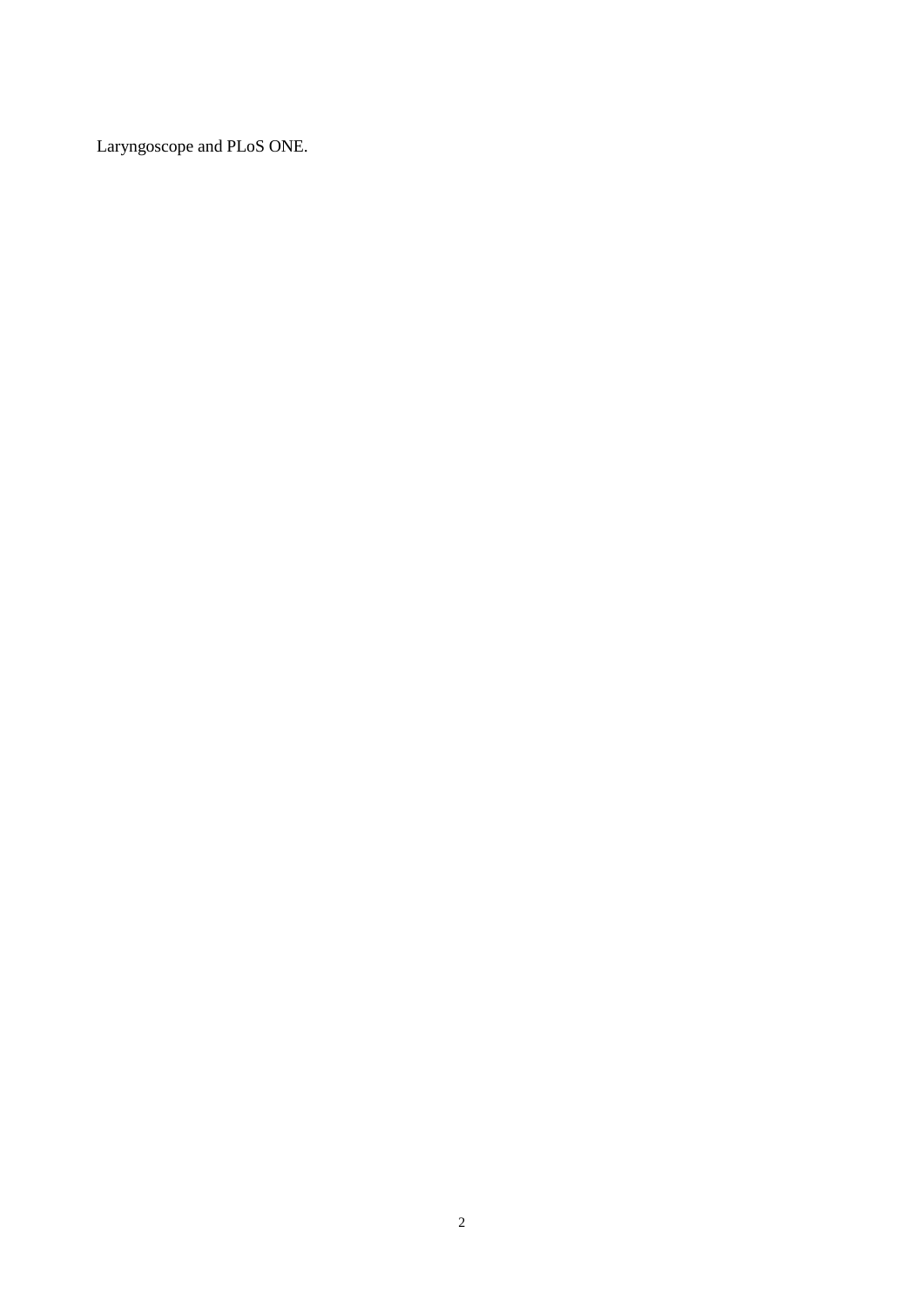Laryngoscope and PLoS ONE.